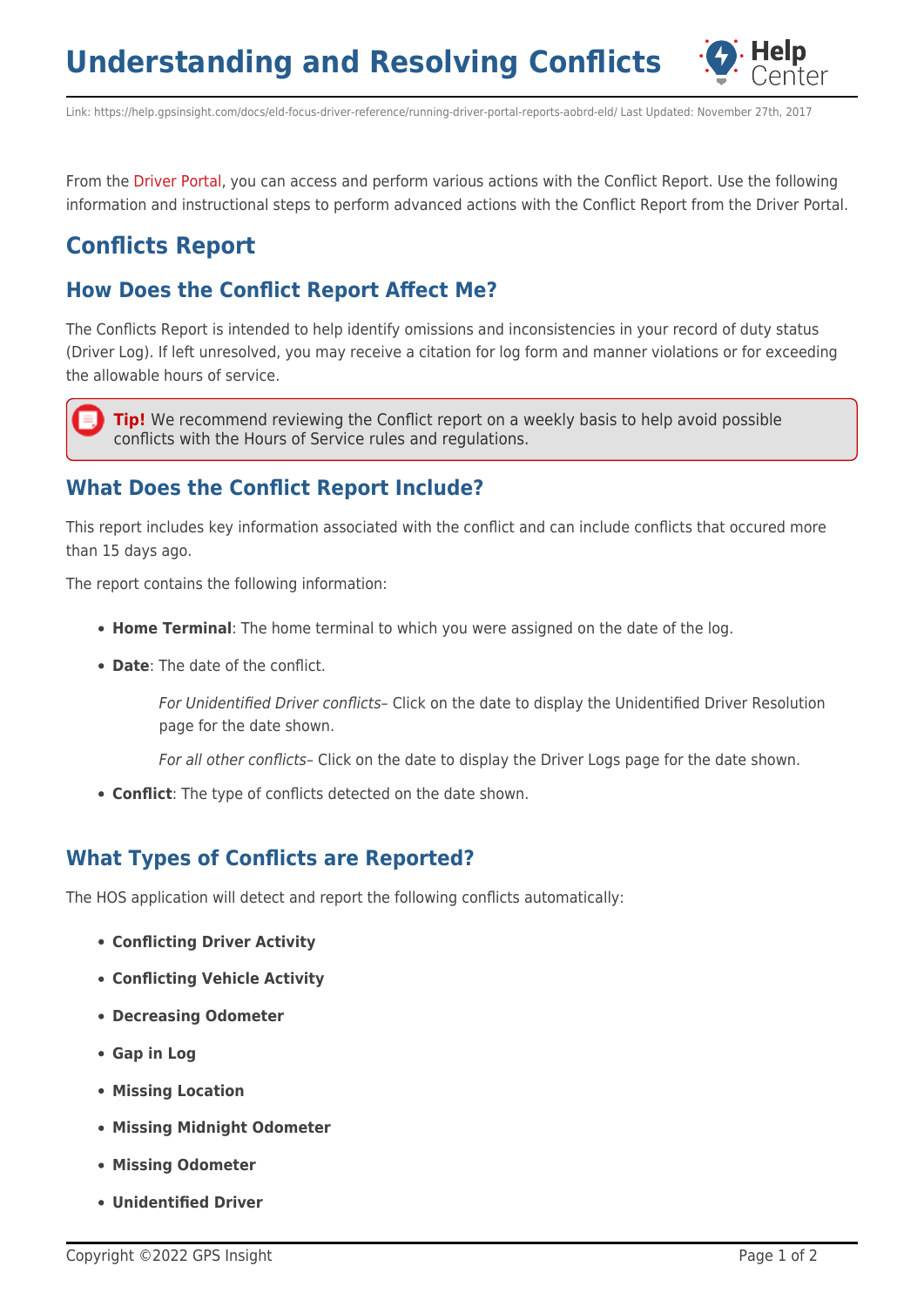# Understanding and Resolving Conflicts

Link: https://help.gpsinsight.com/docs/eld-focus-driver-reference/running-driver-portal-reports-aobrd-eld/ Last Updated: November 27th, 2017

From the Driver Portal, you can access and perform various actions with the Conflict Report. Use the following information and instructional steps to perform advanced actions with the Conflict Report from the Driver Portal.

## Conflicts Report

### How Does the Conflict Report Affect Me?

The Conflicts Report is intended to help identify omissions and inconsistencies in your record of duty status (Driver Log). If left unresolved, you may receive a citation for log form and manner violations or for exceeding the allowable hours of service.

> **Tip!** We recommend reviewing the Conflict report on a weekly basis to help avoid possible conflicts with the Hours of Service rules and regulations.

### What Does the Conflict Report Include?

This report includes key information associated with the conflict and can include conflicts that occured more than 15 days ago.

The report contains the following information:

- **Home Terminal**: The home terminal to which you were assigned on the date of the log.
- **Date**: The date of the conflict.

  *For Unidentified Driver conflicts*– Click on the date to display the Unidentified Driver Resolution page for the date shown.

  *For all other conflicts*– Click on the date to display the Driver Logs page for the date shown.
- **Conflict**: The type of conflicts detected on the date shown.

### What Types of Conflicts are Reported?

The HOS application will detect and report the following conflicts automatically:

- **Conflicting Driver Activity**
- **Conflicting Vehicle Activity**
- **Decreasing Odometer**
- **Gap in Log**
- **Missing Location**
- **Missing Midnight Odometer**
- **Missing Odometer**
- **Unidentified Driver**

Copyright ©2022 GPS Insight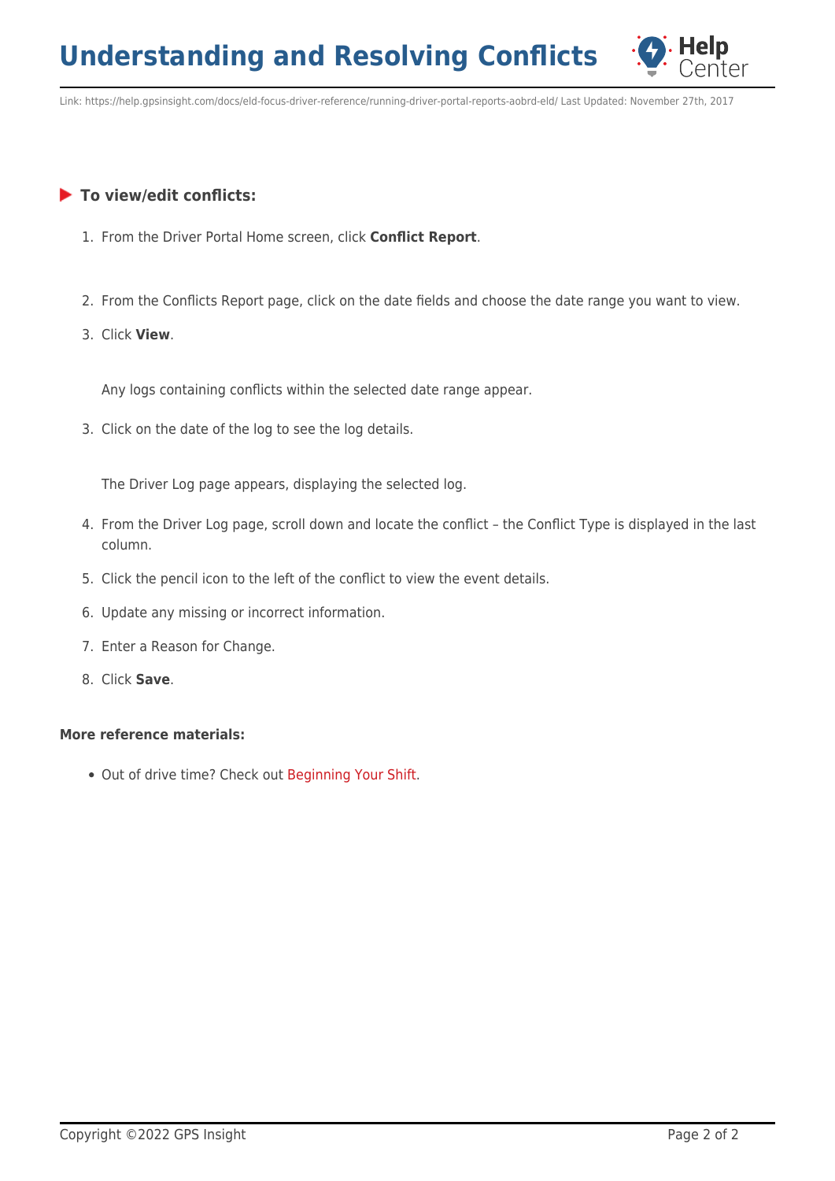### To view/edit conflicts:

1. From the Driver Portal Home screen, click **Conflict Report**.
2. From the Conflicts Report page, click on the date fields and choose the date range you want to view.
3. Click **View**.

   Any logs containing conflicts within the selected date range appear.

3. Click on the date of the log to see the log details.

   The Driver Log page appears, displaying the selected log.

4. From the Driver Log page, scroll down and locate the conflict – the Conflict Type is displayed in the last column.
5. Click the pencil icon to the left of the conflict to view the event details.
6. Update any missing or incorrect information.
7. Enter a Reason for Change.
8. Click **Save**.

**More reference materials:**

- Out of drive time? Check out Beginning Your Shift.